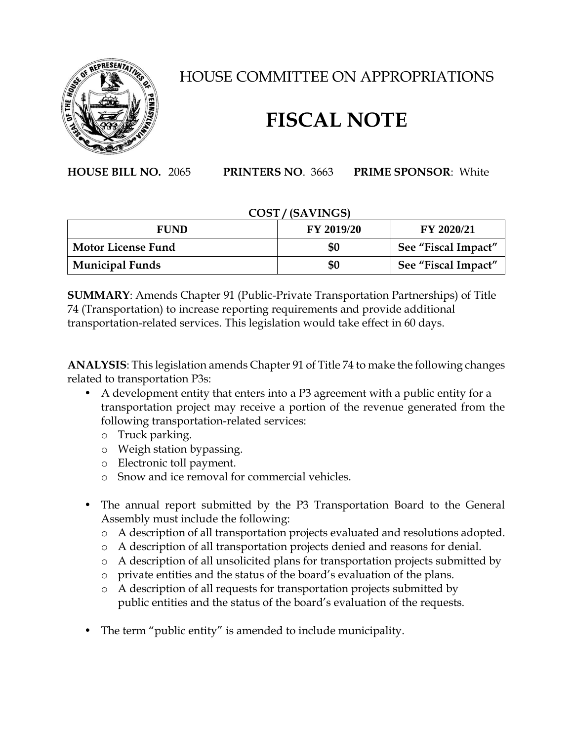# HOUSE COMMITTEE ON APPROPRIATIONS

# FISCAL NOTE

**HOUSE BILL NO.** 2065 **PRINTERS NO**. 3663 **PRIME SPONSOR**: White

**COST / (SAVINGS)**

| FUND | FY 2019/20 | FY 2020/21 |
|---|---|---|
| **Motor License Fund** | **$0** | **See "Fiscal Impact"** |
| **Municipal Funds** | **$0** | **See "Fiscal Impact"** |

**SUMMARY**: Amends Chapter 91 (Public-Private Transportation Partnerships) of Title 74 (Transportation) to increase reporting requirements and provide additional transportation-related services. This legislation would take effect in 60 days.

**ANALYSIS**: This legislation amends Chapter 91 of Title 74 to make the following changes related to transportation P3s:

- A development entity that enters into a P3 agreement with a public entity for a transportation project may receive a portion of the revenue generated from the following transportation-related services:
  - Truck parking.
  - Weigh station bypassing.
  - Electronic toll payment.
  - Snow and ice removal for commercial vehicles.

- The annual report submitted by the P3 Transportation Board to the General Assembly must include the following:
  - A description of all transportation projects evaluated and resolutions adopted.
  - A description of all transportation projects denied and reasons for denial.
  - A description of all unsolicited plans for transportation projects submitted by
  - private entities and the status of the board's evaluation of the plans.
  - A description of all requests for transportation projects submitted by public entities and the status of the board's evaluation of the requests.

- The term "public entity" is amended to include municipality.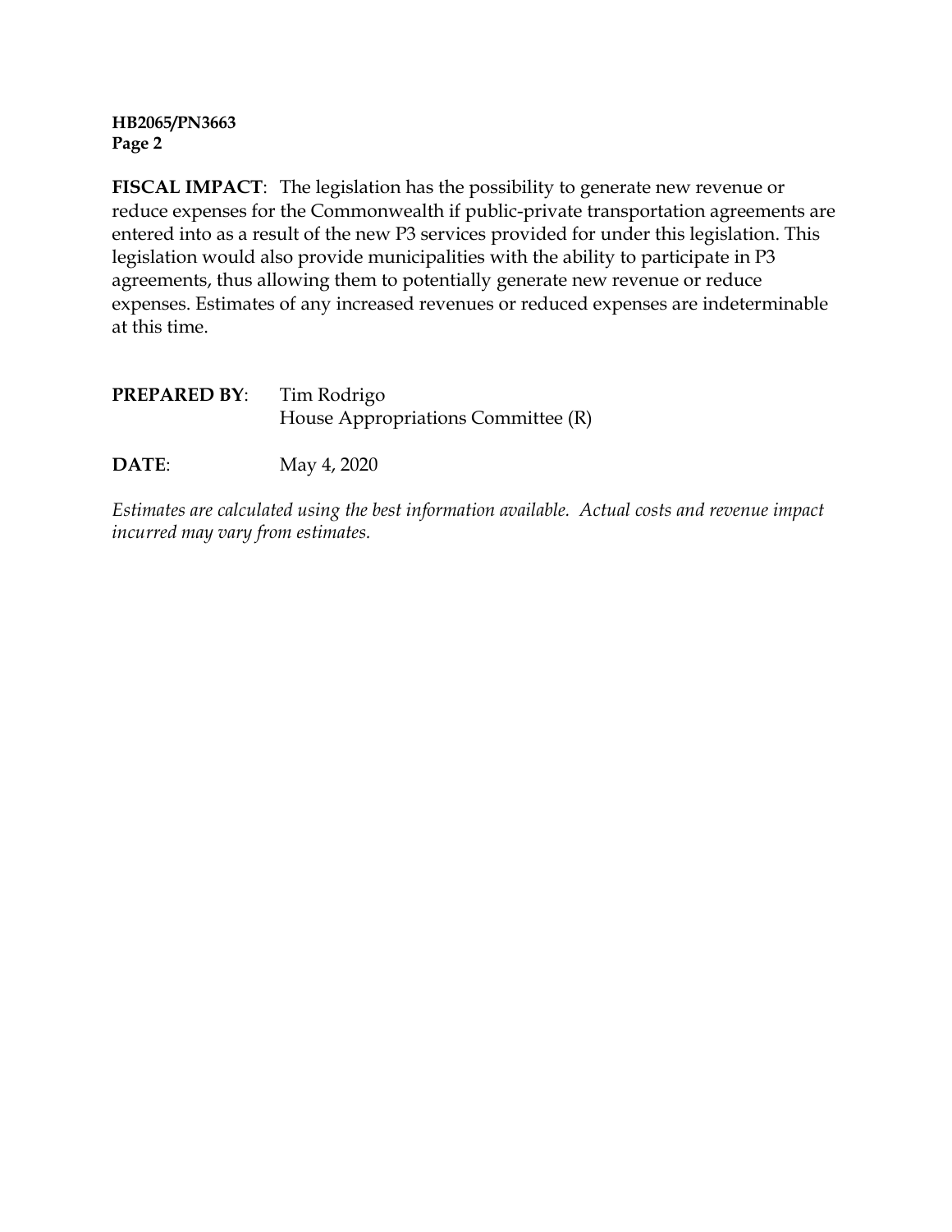**FISCAL IMPACT**: The legislation has the possibility to generate new revenue or reduce expenses for the Commonwealth if public-private transportation agreements are entered into as a result of the new P3 services provided for under this legislation. This legislation would also provide municipalities with the ability to participate in P3 agreements, thus allowing them to potentially generate new revenue or reduce expenses. Estimates of any increased revenues or reduced expenses are indeterminable at this time.

**PREPARED BY**: Tim Rodrigo
House Appropriations Committee (R)

**DATE**: May 4, 2020

*Estimates are calculated using the best information available. Actual costs and revenue impact incurred may vary from estimates.*